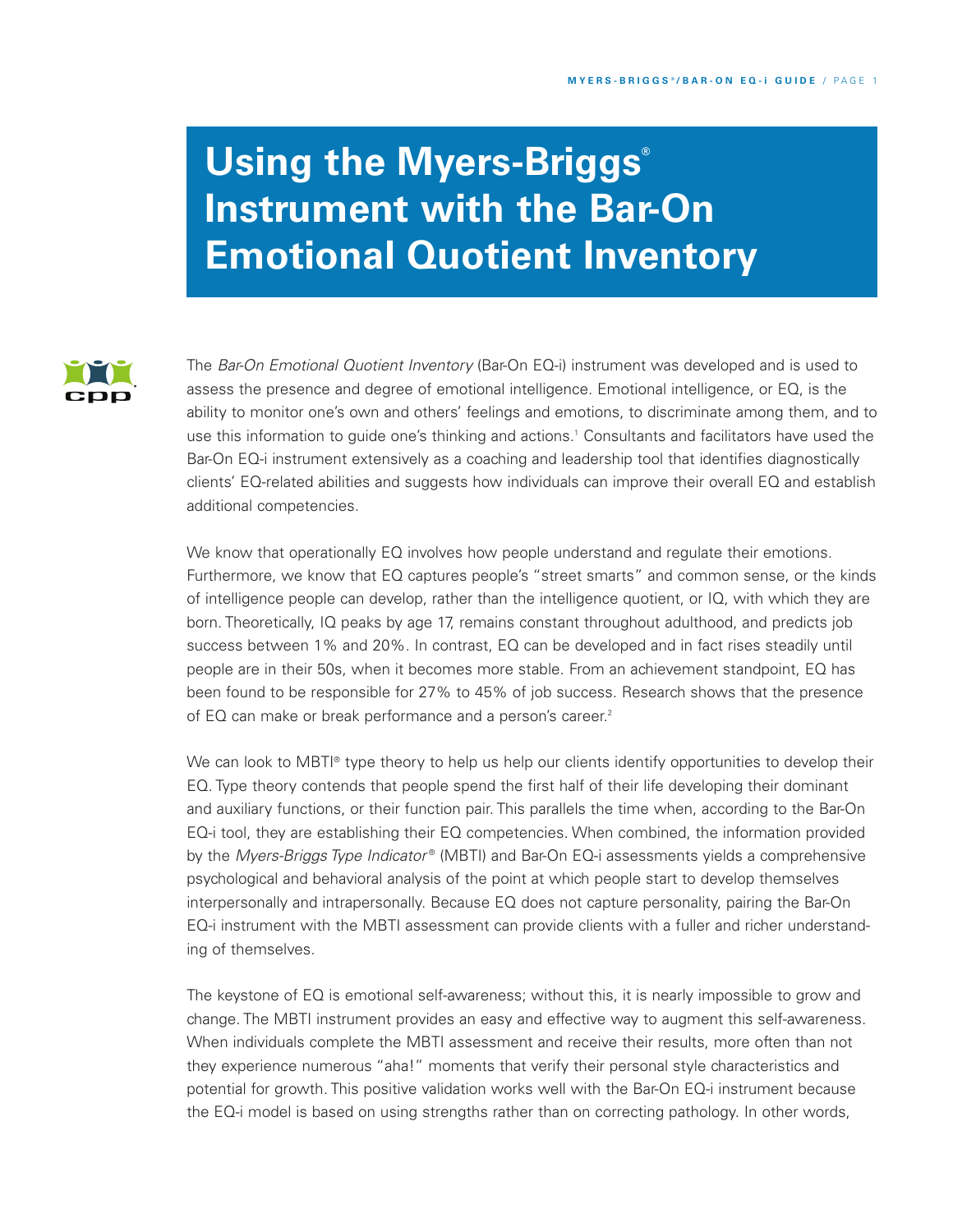# Using the Myers-Briggs® Instrument with the Bar-On Emotional Quotient Inventory

The *Bar-On Emotional Quotient Inventory* (Bar-On EQ-i) instrument was developed and is used to assess the presence and degree of emotional intelligence. Emotional intelligence, or EQ, is the ability to monitor one's own and others' feelings and emotions, to discriminate among them, and to use this information to guide one's thinking and actions.[1] Consultants and facilitators have used the Bar-On EQ-i instrument extensively as a coaching and leadership tool that identifies diagnostically clients' EQ-related abilities and suggests how individuals can improve their overall EQ and establish additional competencies.

We know that operationally EQ involves how people understand and regulate their emotions. Furthermore, we know that EQ captures people's "street smarts" and common sense, or the kinds of intelligence people can develop, rather than the intelligence quotient, or IQ, with which they are born. Theoretically, IQ peaks by age 17, remains constant throughout adulthood, and predicts job success between 1% and 20%. In contrast, EQ can be developed and in fact rises steadily until people are in their 50s, when it becomes more stable. From an achievement standpoint, EQ has been found to be responsible for 27% to 45% of job success. Research shows that the presence of EQ can make or break performance and a person's career.[2]

We can look to MBTI® type theory to help us help our clients identify opportunities to develop their EQ. Type theory contends that people spend the first half of their life developing their dominant and auxiliary functions, or their function pair. This parallels the time when, according to the Bar-On EQ-i tool, they are establishing their EQ competencies. When combined, the information provided by the *Myers-Briggs Type Indicator®* (MBTI) and Bar-On EQ-i assessments yields a comprehensive psychological and behavioral analysis of the point at which people start to develop themselves interpersonally and intrapersonally. Because EQ does not capture personality, pairing the Bar-On EQ-i instrument with the MBTI assessment can provide clients with a fuller and richer understanding of themselves.

The keystone of EQ is emotional self-awareness; without this, it is nearly impossible to grow and change. The MBTI instrument provides an easy and effective way to augment this self-awareness. When individuals complete the MBTI assessment and receive their results, more often than not they experience numerous "aha!" moments that verify their personal style characteristics and potential for growth. This positive validation works well with the Bar-On EQ-i instrument because the EQ-i model is based on using strengths rather than on correcting pathology. In other words,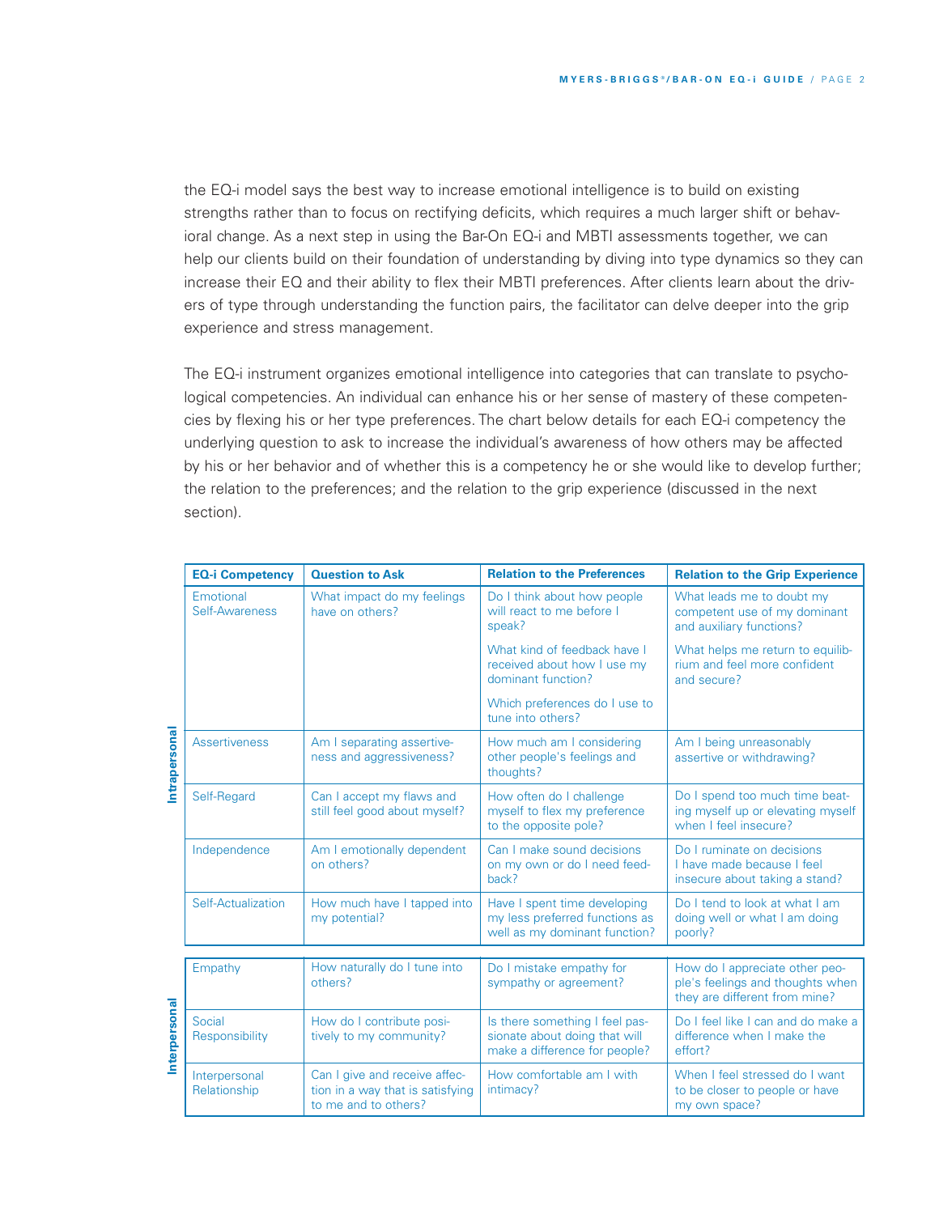the EQ-i model says the best way to increase emotional intelligence is to build on existing strengths rather than to focus on rectifying deficits, which requires a much larger shift or behavioral change. As a next step in using the Bar-On EQ-i and MBTI assessments together, we can help our clients build on their foundation of understanding by diving into type dynamics so they can increase their EQ and their ability to flex their MBTI preferences. After clients learn about the drivers of type through understanding the function pairs, the facilitator can delve deeper into the grip experience and stress management.

The EQ-i instrument organizes emotional intelligence into categories that can translate to psychological competencies. An individual can enhance his or her sense of mastery of these competencies by flexing his or her type preferences. The chart below details for each EQ-i competency the underlying question to ask to increase the individual's awareness of how others may be affected by his or her behavior and of whether this is a competency he or she would like to develop further; the relation to the preferences; and the relation to the grip experience (discussed in the next section).

| | EQ-i Competency | Question to Ask | Relation to the Preferences | Relation to the Grip Experience |
|---|---|---|---|---|
| Intrapersonal | Emotional Self-Awareness | What impact do my feelings have on others? | Do I think about how people will react to me before I speak? What kind of feedback have I received about how I use my dominant function? Which preferences do I use to tune into others? | What leads me to doubt my competent use of my dominant and auxiliary functions? What helps me return to equilibrium and feel more confident and secure? |
| Intrapersonal | Assertiveness | Am I separating assertiveness and aggressiveness? | How much am I considering other people's feelings and thoughts? | Am I being unreasonably assertive or withdrawing? |
| Intrapersonal | Self-Regard | Can I accept my flaws and still feel good about myself? | How often do I challenge myself to flex my preference to the opposite pole? | Do I spend too much time beating myself up or elevating myself when I feel insecure? |
| Intrapersonal | Independence | Am I emotionally dependent on others? | Can I make sound decisions on my own or do I need feedback? | Do I ruminate on decisions I have made because I feel insecure about taking a stand? |
| Intrapersonal | Self-Actualization | How much have I tapped into my potential? | Have I spent time developing my less preferred functions as well as my dominant function? | Do I tend to look at what I am doing well or what I am doing poorly? |
| Interpersonal | Empathy | How naturally do I tune into others? | Do I mistake empathy for sympathy or agreement? | How do I appreciate other people's feelings and thoughts when they are different from mine? |
| Interpersonal | Social Responsibility | How do I contribute positively to my community? | Is there something I feel passionate about doing that will make a difference for people? | Do I feel like I can and do make a difference when I make the effort? |
| Interpersonal | Interpersonal Relationship | Can I give and receive affection in a way that is satisfying to me and to others? | How comfortable am I with intimacy? | When I feel stressed do I want to be closer to people or have my own space? |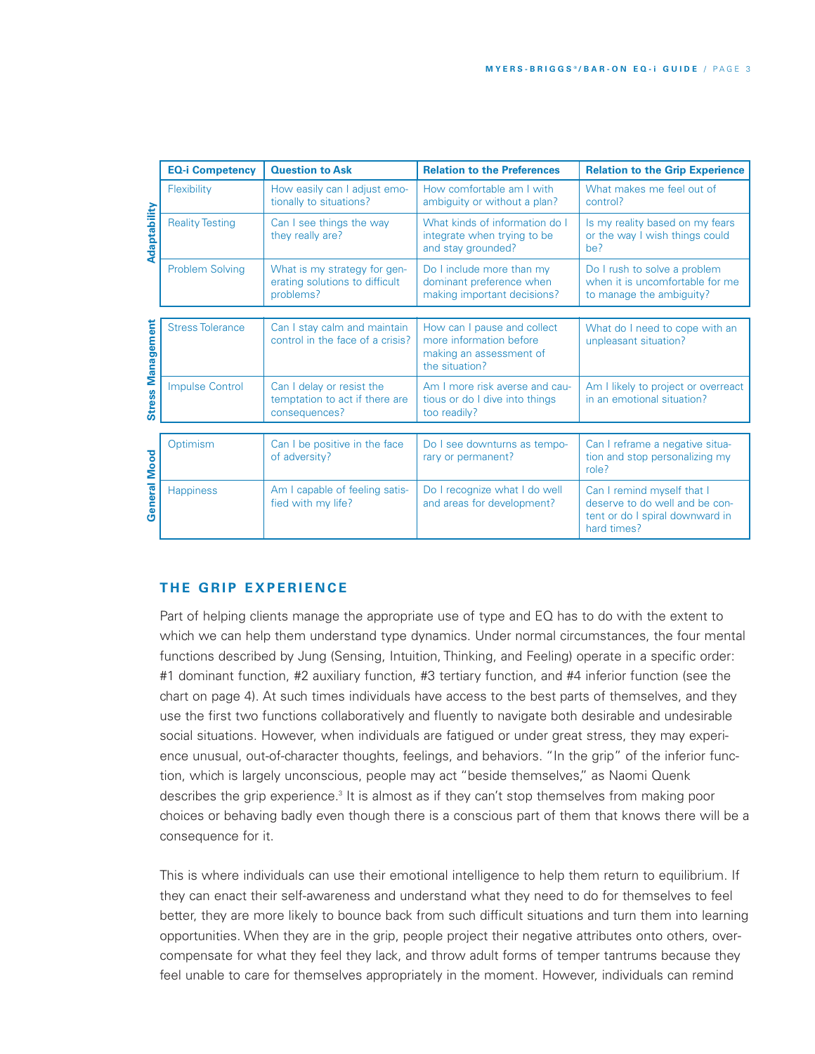| | EQ-i Competency | Question to Ask | Relation to the Preferences | Relation to the Grip Experience |
|---|---|---|---|---|
| Adaptability | Flexibility | How easily can I adjust emotionally to situations? | How comfortable am I with ambiguity or without a plan? | What makes me feel out of control? |
| | Reality Testing | Can I see things the way they really are? | What kinds of information do I integrate when trying to be and stay grounded? | Is my reality based on my fears or the way I wish things could be? |
| | Problem Solving | What is my strategy for generating solutions to difficult problems? | Do I include more than my dominant preference when making important decisions? | Do I rush to solve a problem when it is uncomfortable for me to manage the ambiguity? |
| Stress Management | Stress Tolerance | Can I stay calm and maintain control in the face of a crisis? | How can I pause and collect more information before making an assessment of the situation? | What do I need to cope with an unpleasant situation? |
| | Impulse Control | Can I delay or resist the temptation to act if there are consequences? | Am I more risk averse and cautious or do I dive into things too readily? | Am I likely to project or overreact in an emotional situation? |
| General Mood | Optimism | Can I be positive in the face of adversity? | Do I see downturns as temporary or permanent? | Can I reframe a negative situation and stop personalizing my role? |
| | Happiness | Am I capable of feeling satisfied with my life? | Do I recognize what I do well and areas for development? | Can I remind myself that I deserve to do well and be content or do I spiral downward in hard times? |

## THE GRIP EXPERIENCE

Part of helping clients manage the appropriate use of type and EQ has to do with the extent to which we can help them understand type dynamics. Under normal circumstances, the four mental functions described by Jung (Sensing, Intuition, Thinking, and Feeling) operate in a specific order: #1 dominant function, #2 auxiliary function, #3 tertiary function, and #4 inferior function (see the chart on page 4). At such times individuals have access to the best parts of themselves, and they use the first two functions collaboratively and fluently to navigate both desirable and undesirable social situations. However, when individuals are fatigued or under great stress, they may experience unusual, out-of-character thoughts, feelings, and behaviors. "In the grip" of the inferior function, which is largely unconscious, people may act "beside themselves," as Naomi Quenk describes the grip experience.[3] It is almost as if they can't stop themselves from making poor choices or behaving badly even though there is a conscious part of them that knows there will be a consequence for it.

This is where individuals can use their emotional intelligence to help them return to equilibrium. If they can enact their self-awareness and understand what they need to do for themselves to feel better, they are more likely to bounce back from such difficult situations and turn them into learning opportunities. When they are in the grip, people project their negative attributes onto others, overcompensate for what they feel they lack, and throw adult forms of temper tantrums because they feel unable to care for themselves appropriately in the moment. However, individuals can remind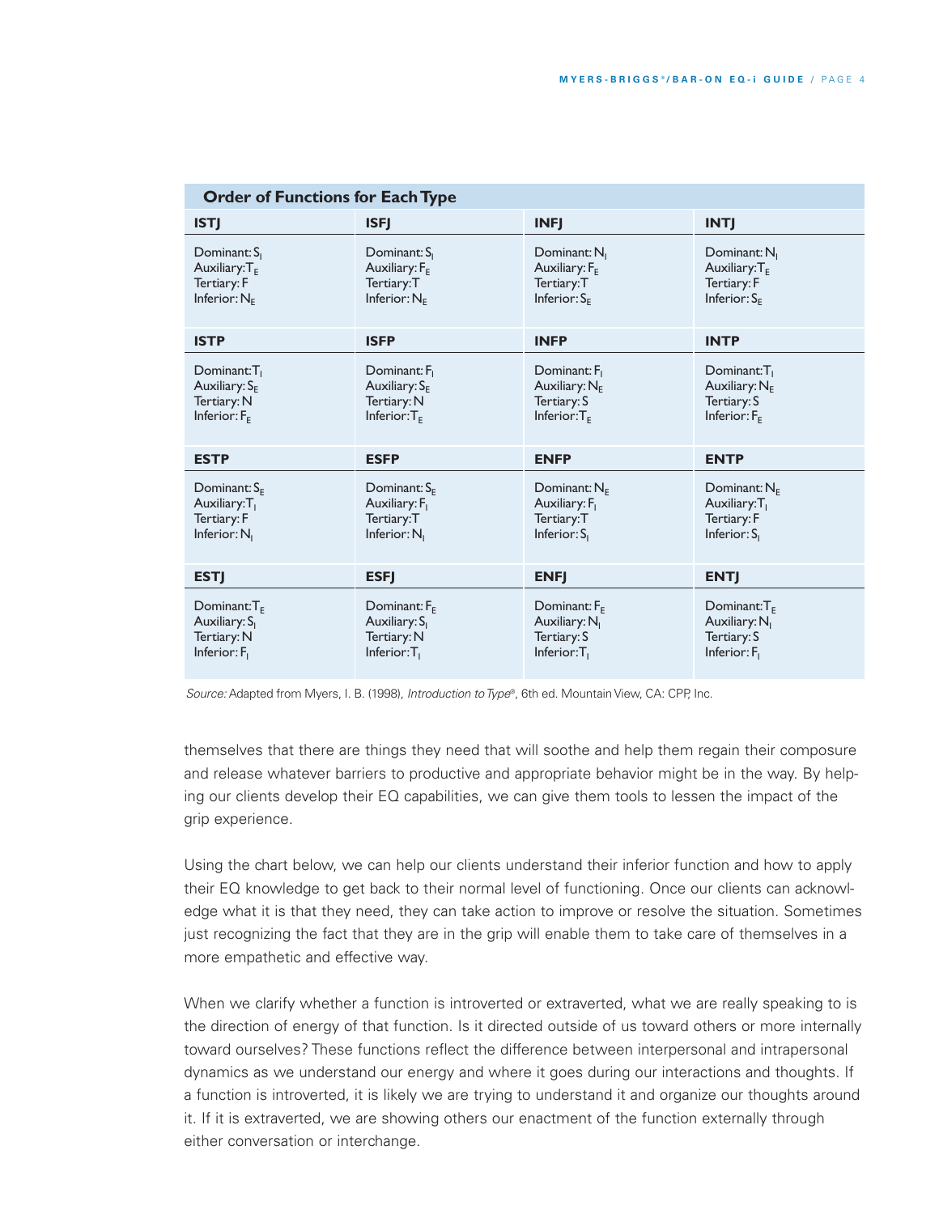**Order of Functions for Each Type**

| ISTJ | ISFJ | INFJ | INTJ |
|---|---|---|---|
| Dominant: $S_I$<br>Auxiliary: $T_E$<br>Tertiary: F<br>Inferior: $N_E$ | Dominant: $S_I$<br>Auxiliary: $F_E$<br>Tertiary: T<br>Inferior: $N_E$ | Dominant: $N_I$<br>Auxiliary: $F_E$<br>Tertiary: T<br>Inferior: $S_E$ | Dominant: $N_I$<br>Auxiliary: $T_E$<br>Tertiary: F<br>Inferior: $S_E$ |
| **ISTP** | **ISFP** | **INFP** | **INTP** |
| Dominant: $T_I$<br>Auxiliary: $S_E$<br>Tertiary: N<br>Inferior: $F_E$ | Dominant: $F_I$<br>Auxiliary: $S_E$<br>Tertiary: N<br>Inferior: $T_E$ | Dominant: $F_I$<br>Auxiliary: $N_E$<br>Tertiary: S<br>Inferior: $T_E$ | Dominant: $T_I$<br>Auxiliary: $N_E$<br>Tertiary: S<br>Inferior: $F_E$ |
| **ESTP** | **ESFP** | **ENFP** | **ENTP** |
| Dominant: $S_E$<br>Auxiliary: $T_I$<br>Tertiary: F<br>Inferior: $N_I$ | Dominant: $S_E$<br>Auxiliary: $F_I$<br>Tertiary: T<br>Inferior: $N_I$ | Dominant: $N_E$<br>Auxiliary: $F_I$<br>Tertiary: T<br>Inferior: $S_I$ | Dominant: $N_E$<br>Auxiliary: $T_I$<br>Tertiary: F<br>Inferior: $S_I$ |
| **ESTJ** | **ESFJ** | **ENFJ** | **ENTJ** |
| Dominant: $T_E$<br>Auxiliary: $S_I$<br>Tertiary: N<br>Inferior: $F_I$ | Dominant: $F_E$<br>Auxiliary: $S_I$<br>Tertiary: N<br>Inferior: $T_I$ | Dominant: $F_E$<br>Auxiliary: $N_I$<br>Tertiary: S<br>Inferior: $T_I$ | Dominant: $T_E$<br>Auxiliary: $N_I$<br>Tertiary: S<br>Inferior: $F_I$ |

*Source:* Adapted from Myers, I. B. (1998), *Introduction to Type*®, 6th ed. Mountain View, CA: CPP, Inc.

themselves that there are things they need that will soothe and help them regain their composure and release whatever barriers to productive and appropriate behavior might be in the way. By helping our clients develop their EQ capabilities, we can give them tools to lessen the impact of the grip experience.

Using the chart below, we can help our clients understand their inferior function and how to apply their EQ knowledge to get back to their normal level of functioning. Once our clients can acknowledge what it is that they need, they can take action to improve or resolve the situation. Sometimes just recognizing the fact that they are in the grip will enable them to take care of themselves in a more empathetic and effective way.

When we clarify whether a function is introverted or extraverted, what we are really speaking to is the direction of energy of that function. Is it directed outside of us toward others or more internally toward ourselves? These functions reflect the difference between interpersonal and intrapersonal dynamics as we understand our energy and where it goes during our interactions and thoughts. If a function is introverted, it is likely we are trying to understand it and organize our thoughts around it. If it is extraverted, we are showing others our enactment of the function externally through either conversation or interchange.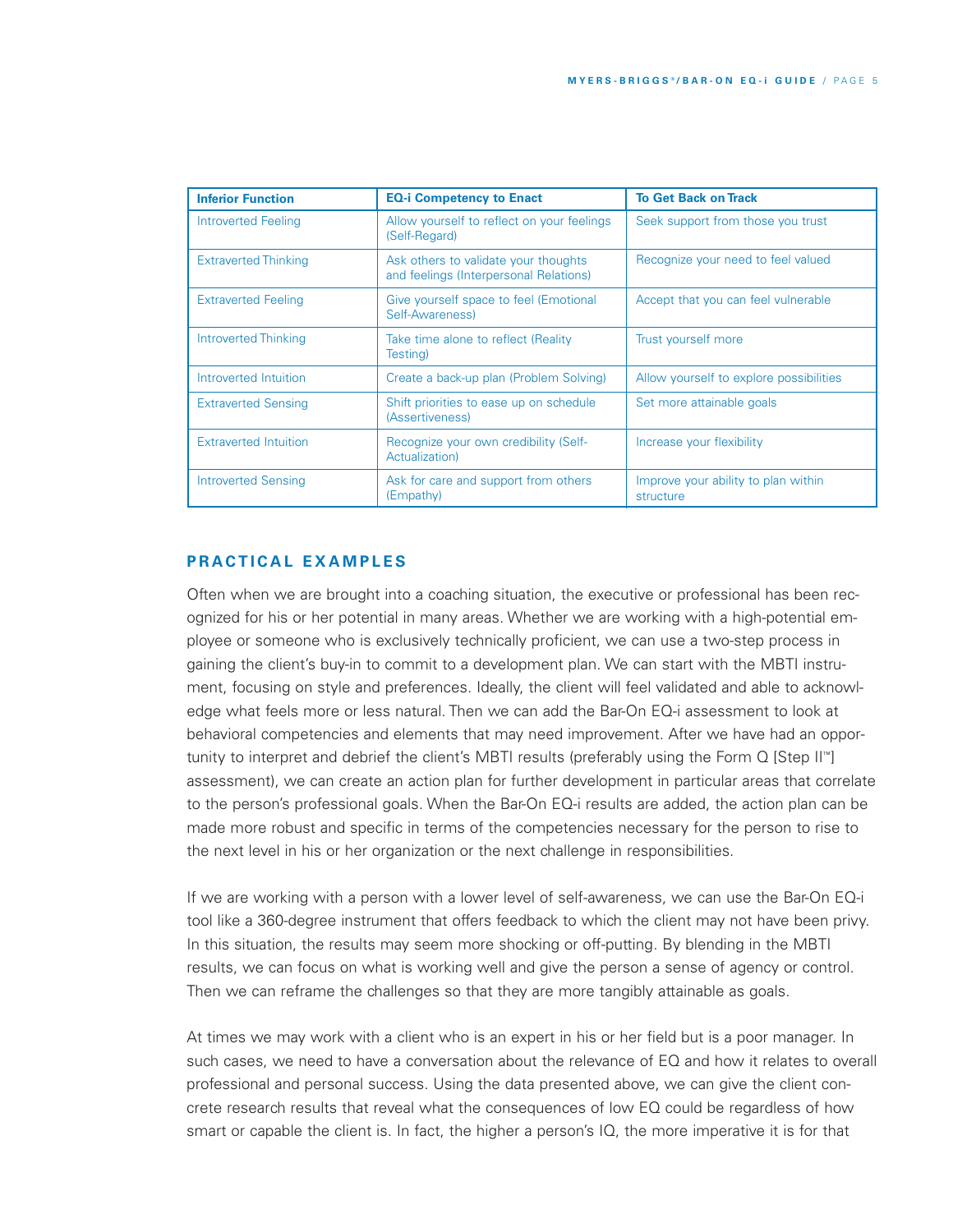| Inferior Function | EQ-i Competency to Enact | To Get Back on Track |
|---|---|---|
| Introverted Feeling | Allow yourself to reflect on your feelings (Self-Regard) | Seek support from those you trust |
| Extraverted Thinking | Ask others to validate your thoughts and feelings (Interpersonal Relations) | Recognize your need to feel valued |
| Extraverted Feeling | Give yourself space to feel (Emotional Self-Awareness) | Accept that you can feel vulnerable |
| Introverted Thinking | Take time alone to reflect (Reality Testing) | Trust yourself more |
| Introverted Intuition | Create a back-up plan (Problem Solving) | Allow yourself to explore possibilities |
| Extraverted Sensing | Shift priorities to ease up on schedule (Assertiveness) | Set more attainable goals |
| Extraverted Intuition | Recognize your own credibility (Self-Actualization) | Increase your flexibility |
| Introverted Sensing | Ask for care and support from others (Empathy) | Improve your ability to plan within structure |

## PRACTICAL EXAMPLES

Often when we are brought into a coaching situation, the executive or professional has been recognized for his or her potential in many areas. Whether we are working with a high-potential employee or someone who is exclusively technically proficient, we can use a two-step process in gaining the client's buy-in to commit to a development plan. We can start with the MBTI instrument, focusing on style and preferences. Ideally, the client will feel validated and able to acknowledge what feels more or less natural. Then we can add the Bar-On EQ-i assessment to look at behavioral competencies and elements that may need improvement. After we have had an opportunity to interpret and debrief the client's MBTI results (preferably using the Form Q [Step II™] assessment), we can create an action plan for further development in particular areas that correlate to the person's professional goals. When the Bar-On EQ-i results are added, the action plan can be made more robust and specific in terms of the competencies necessary for the person to rise to the next level in his or her organization or the next challenge in responsibilities.

If we are working with a person with a lower level of self-awareness, we can use the Bar-On EQ-i tool like a 360-degree instrument that offers feedback to which the client may not have been privy. In this situation, the results may seem more shocking or off-putting. By blending in the MBTI results, we can focus on what is working well and give the person a sense of agency or control. Then we can reframe the challenges so that they are more tangibly attainable as goals.

At times we may work with a client who is an expert in his or her field but is a poor manager. In such cases, we need to have a conversation about the relevance of EQ and how it relates to overall professional and personal success. Using the data presented above, we can give the client concrete research results that reveal what the consequences of low EQ could be regardless of how smart or capable the client is. In fact, the higher a person's IQ, the more imperative it is for that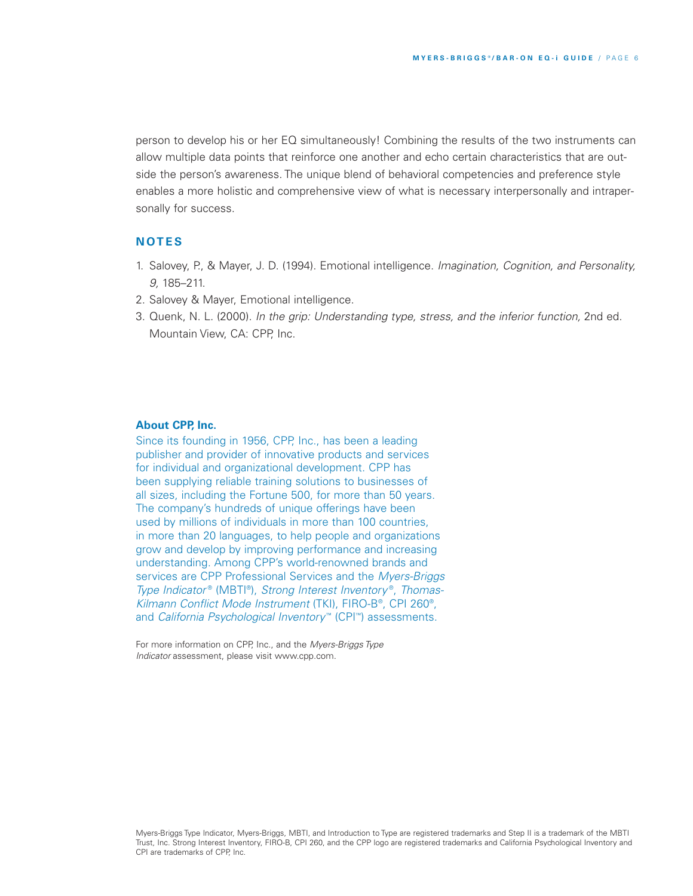person to develop his or her EQ simultaneously! Combining the results of the two instruments can allow multiple data points that reinforce one another and echo certain characteristics that are outside the person's awareness. The unique blend of behavioral competencies and preference style enables a more holistic and comprehensive view of what is necessary interpersonally and intrapersonally for success.

## NOTES

1. Salovey, P., & Mayer, J. D. (1994). Emotional intelligence. *Imagination, Cognition, and Personality, 9,* 185–211.
2. Salovey & Mayer, Emotional intelligence.
3. Quenk, N. L. (2000). *In the grip: Understanding type, stress, and the inferior function,* 2nd ed. Mountain View, CA: CPP, Inc.

### About CPP, Inc.

Since its founding in 1956, CPP, Inc., has been a leading publisher and provider of innovative products and services for individual and organizational development. CPP has been supplying reliable training solutions to businesses of all sizes, including the Fortune 500, for more than 50 years. The company's hundreds of unique offerings have been used by millions of individuals in more than 100 countries, in more than 20 languages, to help people and organizations grow and develop by improving performance and increasing understanding. Among CPP's world-renowned brands and services are CPP Professional Services and the *Myers-Briggs Type Indicator®* (MBTI®), *Strong Interest Inventory®*, *Thomas-Kilmann Conflict Mode Instrument* (TKI), FIRO-B®, CPI 260®, and *California Psychological Inventory™* (CPI™) assessments.

For more information on CPP, Inc., and the *Myers-Briggs Type Indicator* assessment, please visit www.cpp.com.

Myers-Briggs Type Indicator, Myers-Briggs, MBTI, and Introduction to Type are registered trademarks and Step II is a trademark of the MBTI Trust, Inc. Strong Interest Inventory, FIRO-B, CPI 260, and the CPP logo are registered trademarks and California Psychological Inventory and CPI are trademarks of CPP, Inc.